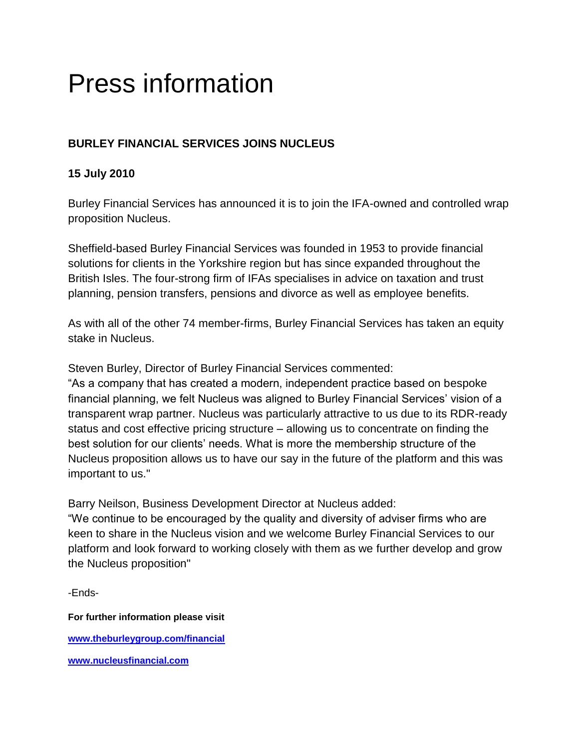# Press information

**BURLEY FINANCIAL SERVICES JOINS NUCLEUS**

**15 July 2010**

Burley Financial Services has announced it is to join the IFA-owned and controlled wrap proposition Nucleus.

Sheffield-based Burley Financial Services was founded in 1953 to provide financial solutions for clients in the Yorkshire region but has since expanded throughout the British Isles. The four-strong firm of IFAs specialises in advice on taxation and trust planning, pension transfers, pensions and divorce as well as employee benefits.

As with all of the other 74 member-firms, Burley Financial Services has taken an equity stake in Nucleus.

Steven Burley, Director of Burley Financial Services commented:
"As a company that has created a modern, independent practice based on bespoke financial planning, we felt Nucleus was aligned to Burley Financial Services' vision of a transparent wrap partner. Nucleus was particularly attractive to us due to its RDR-ready status and cost effective pricing structure – allowing us to concentrate on finding the best solution for our clients' needs. What is more the membership structure of the Nucleus proposition allows us to have our say in the future of the platform and this was important to us."

Barry Neilson, Business Development Director at Nucleus added:
"We continue to be encouraged by the quality and diversity of adviser firms who are keen to share in the Nucleus vision and we welcome Burley Financial Services to our platform and look forward to working closely with them as we further develop and grow the Nucleus proposition"

-Ends-

**For further information please visit**

**www.theburleygroup.com/financial**

**www.nucleusfinancial.com**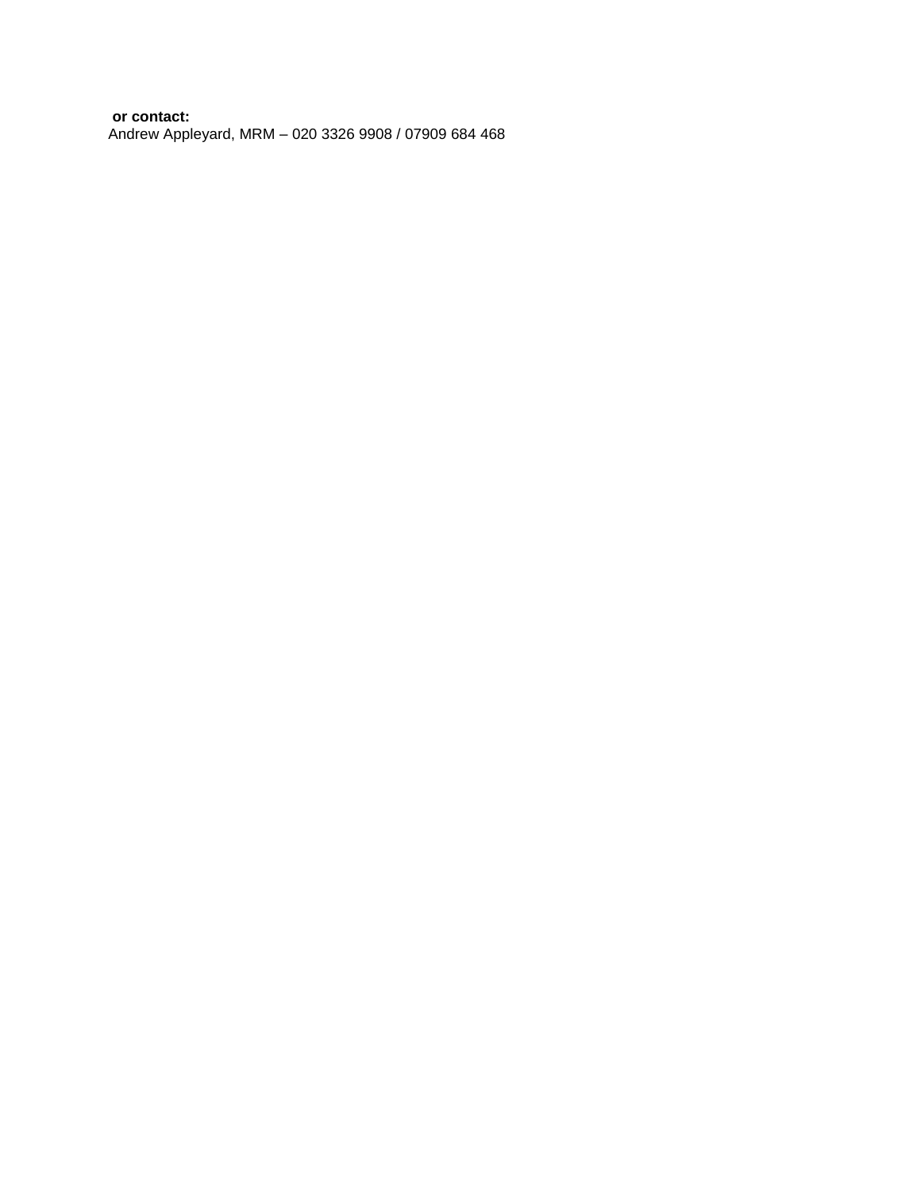**or contact:**

Andrew Appleyard, MRM – 020 3326 9908 / 07909 684 468